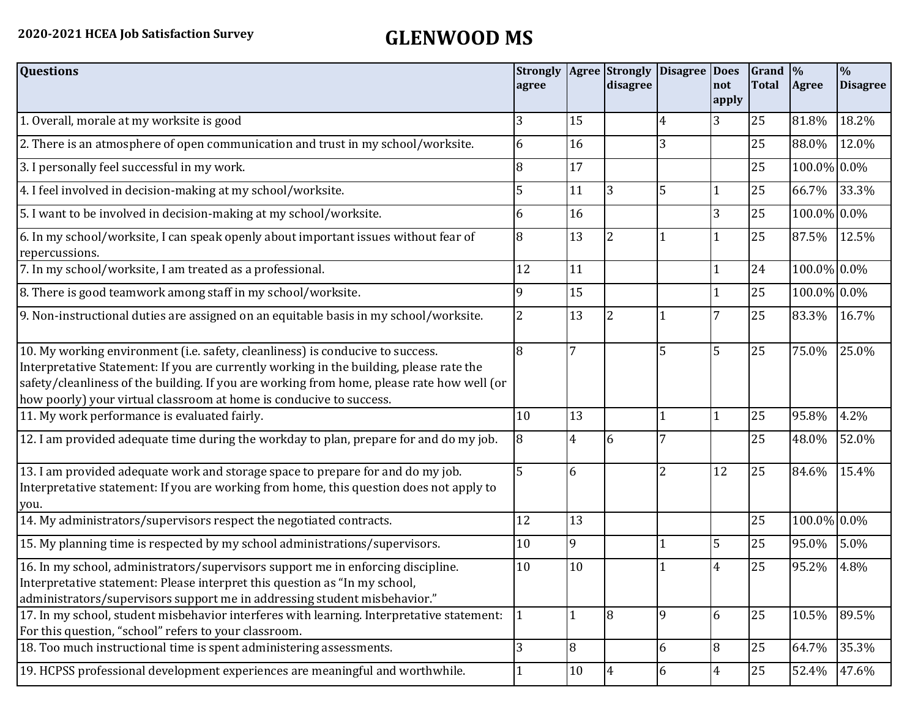**2020-2021 HCEA Job Satisfaction Survey**

# GLENWOOD MS

| Questions | Strongly agree | Agree | Strongly disagree | Disagree | Does not apply | Grand Total | % Agree | % Disagree |
|---|---|---|---|---|---|---|---|---|
| 1. Overall, morale at my worksite is good | 3 | 15 | | 4 | 3 | 25 | 81.8% | 18.2% |
| 2. There is an atmosphere of open communication and trust in my school/worksite. | 6 | 16 | | 3 | | 25 | 88.0% | 12.0% |
| 3. I personally feel successful in my work. | 8 | 17 | | | | 25 | 100.0% | 0.0% |
| 4. I feel involved in decision-making at my school/worksite. | 5 | 11 | 3 | 5 | 1 | 25 | 66.7% | 33.3% |
| 5. I want to be involved in decision-making at my school/worksite. | 6 | 16 | | | 3 | 25 | 100.0% | 0.0% |
| 6. In my school/worksite, I can speak openly about important issues without fear of repercussions. | 8 | 13 | 2 | 1 | 1 | 25 | 87.5% | 12.5% |
| 7. In my school/worksite, I am treated as a professional. | 12 | 11 | | | 1 | 24 | 100.0% | 0.0% |
| 8. There is good teamwork among staff in my school/worksite. | 9 | 15 | | | 1 | 25 | 100.0% | 0.0% |
| 9. Non-instructional duties are assigned on an equitable basis in my school/worksite. | 2 | 13 | 2 | 1 | 7 | 25 | 83.3% | 16.7% |
| 10. My working environment (i.e. safety, cleanliness) is conducive to success. Interpretative Statement: If you are currently working in the building, please rate the safety/cleanliness of the building. If you are working from home, please rate how well (or how poorly) your virtual classroom at home is conducive to success. | 8 | 7 | | 5 | 5 | 25 | 75.0% | 25.0% |
| 11. My work performance is evaluated fairly. | 10 | 13 | | 1 | 1 | 25 | 95.8% | 4.2% |
| 12. I am provided adequate time during the workday to plan, prepare for and do my job. | 8 | 4 | 6 | 7 | | 25 | 48.0% | 52.0% |
| 13. I am provided adequate work and storage space to prepare for and do my job. Interpretative statement: If you are working from home, this question does not apply to you. | 5 | 6 | | 2 | 12 | 25 | 84.6% | 15.4% |
| 14. My administrators/supervisors respect the negotiated contracts. | 12 | 13 | | | | 25 | 100.0% | 0.0% |
| 15. My planning time is respected by my school administrations/supervisors. | 10 | 9 | | 1 | 5 | 25 | 95.0% | 5.0% |
| 16. In my school, administrators/supervisors support me in enforcing discipline. Interpretative statement: Please interpret this question as "In my school, administrators/supervisors support me in addressing student misbehavior." | 10 | 10 | | 1 | 4 | 25 | 95.2% | 4.8% |
| 17. In my school, student misbehavior interferes with learning. Interpretative statement: For this question, "school" refers to your classroom. | 1 | 1 | 8 | 9 | 6 | 25 | 10.5% | 89.5% |
| 18. Too much instructional time is spent administering assessments. | 3 | 8 | | 6 | 8 | 25 | 64.7% | 35.3% |
| 19. HCPSS professional development experiences are meaningful and worthwhile. | 1 | 10 | 4 | 6 | 4 | 25 | 52.4% | 47.6% |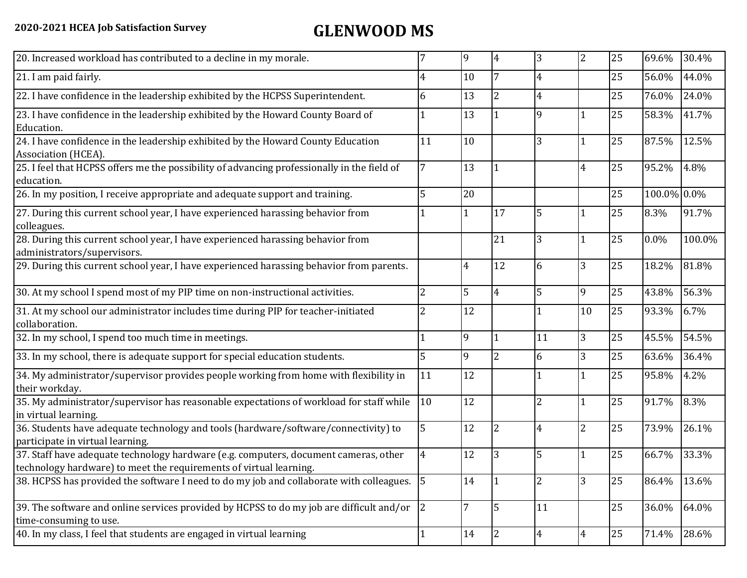**2020-2021 HCEA Job Satisfaction Survey**

# GLENWOOD MS

| | | | | | | | | |
|---|---|---|---|---|---|---|---|---|
| 20. Increased workload has contributed to a decline in my morale. | 7 | 9 | 4 | 3 | 2 | 25 | 69.6% | 30.4% |
| 21. I am paid fairly. | 4 | 10 | 7 | 4 | | 25 | 56.0% | 44.0% |
| 22. I have confidence in the leadership exhibited by the HCPSS Superintendent. | 6 | 13 | 2 | 4 | | 25 | 76.0% | 24.0% |
| 23. I have confidence in the leadership exhibited by the Howard County Board of Education. | 1 | 13 | 1 | 9 | 1 | 25 | 58.3% | 41.7% |
| 24. I have confidence in the leadership exhibited by the Howard County Education Association (HCEA). | 11 | 10 | | 3 | 1 | 25 | 87.5% | 12.5% |
| 25. I feel that HCPSS offers me the possibility of advancing professionally in the field of education. | 7 | 13 | 1 | | 4 | 25 | 95.2% | 4.8% |
| 26. In my position, I receive appropriate and adequate support and training. | 5 | 20 | | | | 25 | 100.0% | 0.0% |
| 27. During this current school year, I have experienced harassing behavior from colleagues. | 1 | 1 | 17 | 5 | 1 | 25 | 8.3% | 91.7% |
| 28. During this current school year, I have experienced harassing behavior from administrators/supervisors. | | | 21 | 3 | 1 | 25 | 0.0% | 100.0% |
| 29. During this current school year, I have experienced harassing behavior from parents. | | 4 | 12 | 6 | 3 | 25 | 18.2% | 81.8% |
| 30. At my school I spend most of my PIP time on non-instructional activities. | 2 | 5 | 4 | 5 | 9 | 25 | 43.8% | 56.3% |
| 31. At my school our administrator includes time during PIP for teacher-initiated collaboration. | 2 | 12 | | 1 | 10 | 25 | 93.3% | 6.7% |
| 32. In my school, I spend too much time in meetings. | 1 | 9 | 1 | 11 | 3 | 25 | 45.5% | 54.5% |
| 33. In my school, there is adequate support for special education students. | 5 | 9 | 2 | 6 | 3 | 25 | 63.6% | 36.4% |
| 34. My administrator/supervisor provides people working from home with flexibility in their workday. | 11 | 12 | | 1 | 1 | 25 | 95.8% | 4.2% |
| 35. My administrator/supervisor has reasonable expectations of workload for staff while in virtual learning. | 10 | 12 | | 2 | 1 | 25 | 91.7% | 8.3% |
| 36. Students have adequate technology and tools (hardware/software/connectivity) to participate in virtual learning. | 5 | 12 | 2 | 4 | 2 | 25 | 73.9% | 26.1% |
| 37. Staff have adequate technology hardware (e.g. computers, document cameras, other technology hardware) to meet the requirements of virtual learning. | 4 | 12 | 3 | 5 | 1 | 25 | 66.7% | 33.3% |
| 38. HCPSS has provided the software I need to do my job and collaborate with colleagues. | 5 | 14 | 1 | 2 | 3 | 25 | 86.4% | 13.6% |
| 39. The software and online services provided by HCPSS to do my job are difficult and/or time-consuming to use. | 2 | 7 | 5 | 11 | | 25 | 36.0% | 64.0% |
| 40. In my class, I feel that students are engaged in virtual learning | 1 | 14 | 2 | 4 | 4 | 25 | 71.4% | 28.6% |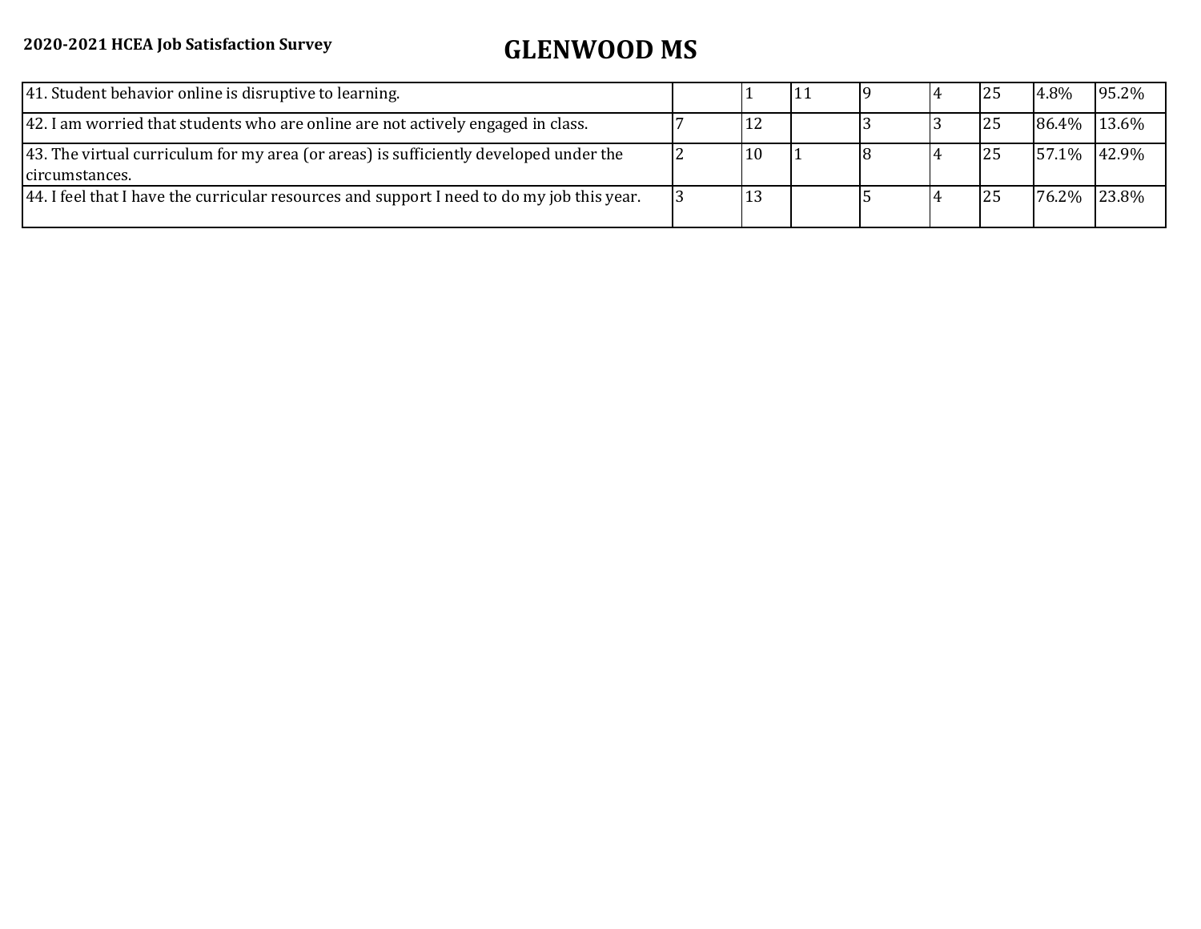| | | | | | | | | |
|---|---|---|---|---|---|---|---|---|
| 41. Student behavior online is disruptive to learning. | | 1 | 11 | 9 | 4 | 25 | 4.8% | 95.2% |
| 42. I am worried that students who are online are not actively engaged in class. | 7 | 12 | | 3 | 3 | 25 | 86.4% | 13.6% |
| 43. The virtual curriculum for my area (or areas) is sufficiently developed under the circumstances. | 2 | 10 | 1 | 8 | 4 | 25 | 57.1% | 42.9% |
| 44. I feel that I have the curricular resources and support I need to do my job this year. | 3 | 13 | | 5 | 4 | 25 | 76.2% | 23.8% |